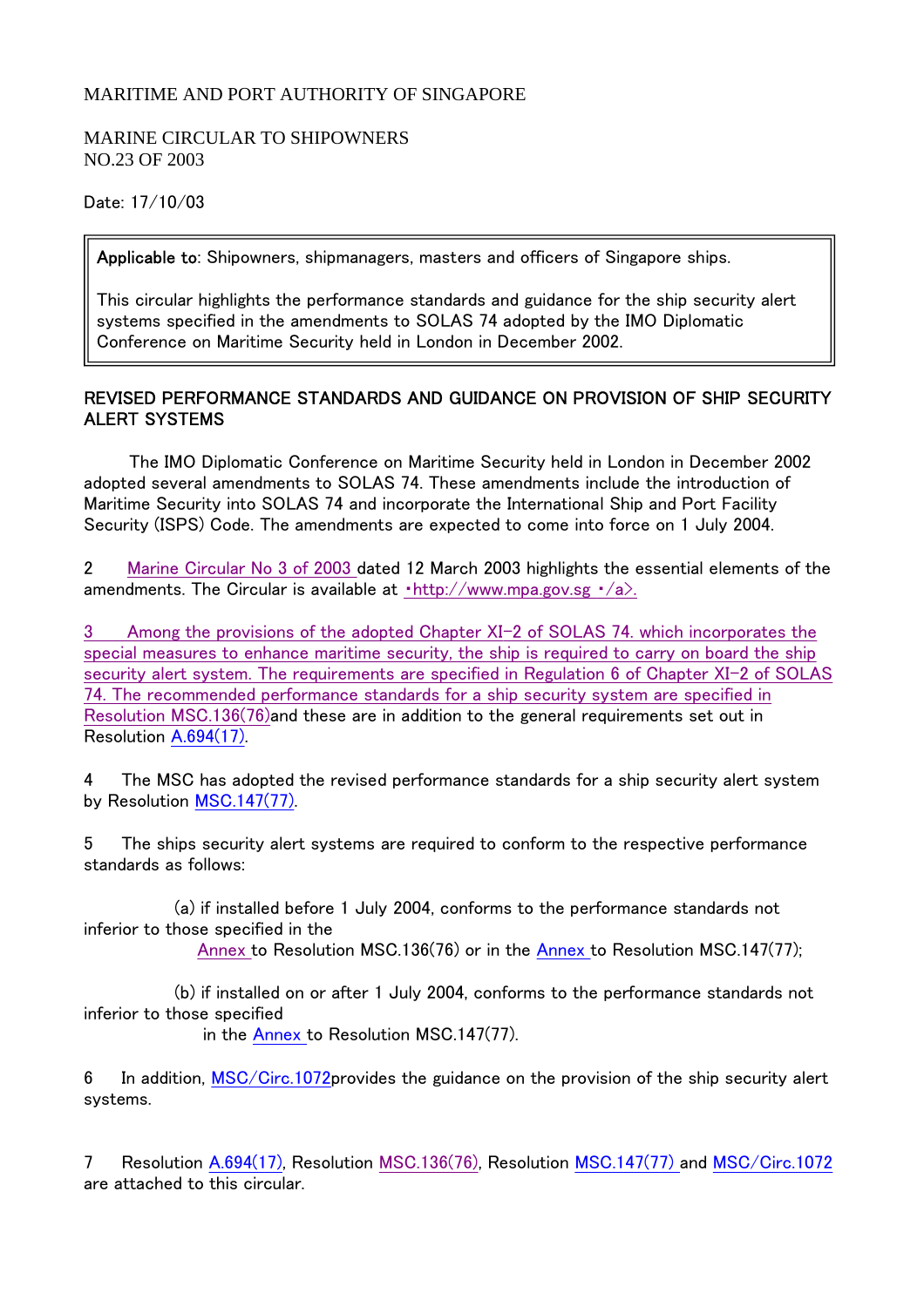MARITIME AND PORT AUTHORITY OF SINGAPORE

MARINE CIRCULAR TO SHIPOWNERS
NO.23 OF 2003

Date: 17/10/03

> **Applicable to**: Shipowners, shipmanagers, masters and officers of Singapore ships.
>
> This circular highlights the performance standards and guidance for the ship security alert systems specified in the amendments to SOLAS 74 adopted by the IMO Diplomatic Conference on Maritime Security held in London in December 2002.

## REVISED PERFORMANCE STANDARDS AND GUIDANCE ON PROVISION OF SHIP SECURITY ALERT SYSTEMS

The IMO Diplomatic Conference on Maritime Security held in London in December 2002 adopted several amendments to SOLAS 74. These amendments include the introduction of Maritime Security into SOLAS 74 and incorporate the International Ship and Port Facility Security (ISPS) Code. The amendments are expected to come into force on 1 July 2004.

2 Marine Circular No 3 of 2003 dated 12 March 2003 highlights the essential elements of the amendments. The Circular is available at ·http://www.mpa.gov.sg ·/a>.

3 Among the provisions of the adopted Chapter XI-2 of SOLAS 74. which incorporates the special measures to enhance maritime security, the ship is required to carry on board the ship security alert system. The requirements are specified in Regulation 6 of Chapter XI-2 of SOLAS 74. The recommended performance standards for a ship security system are specified in Resolution MSC.136(76)and these are in addition to the general requirements set out in Resolution A.694(17).

4 The MSC has adopted the revised performance standards for a ship security alert system by Resolution MSC.147(77).

5 The ships security alert systems are required to conform to the respective performance standards as follows:

(a) if installed before 1 July 2004, conforms to the performance standards not inferior to those specified in the Annex to Resolution MSC.136(76) or in the Annex to Resolution MSC.147(77);

(b) if installed on or after 1 July 2004, conforms to the performance standards not inferior to those specified in the Annex to Resolution MSC.147(77).

6 In addition, MSC/Circ.1072provides the guidance on the provision of the ship security alert systems.

7 Resolution A.694(17), Resolution MSC.136(76), Resolution MSC.147(77) and MSC/Circ.1072 are attached to this circular.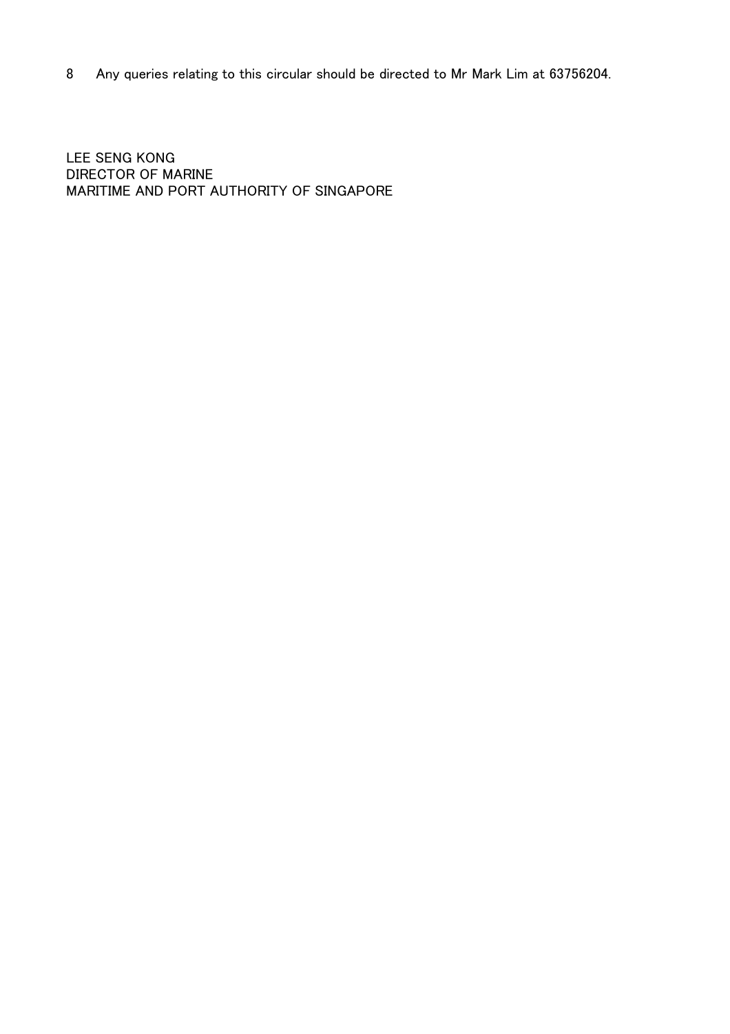8 Any queries relating to this circular should be directed to Mr Mark Lim at 63756204.

LEE SENG KONG
DIRECTOR OF MARINE
MARITIME AND PORT AUTHORITY OF SINGAPORE